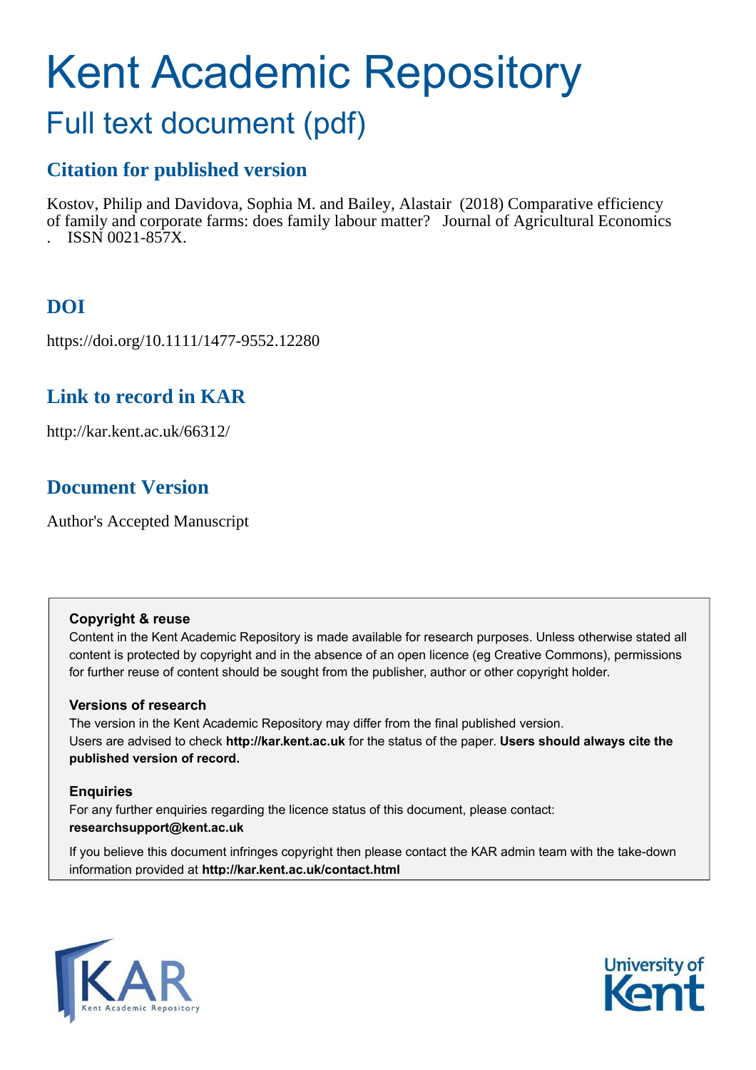# Kent Academic Repository

## Full text document (pdf)

### Citation for published version

Kostov, Philip and Davidova, Sophia M. and Bailey, Alastair (2018) Comparative efficiency of family and corporate farms: does family labour matter? Journal of Agricultural Economics . ISSN 0021-857X.

### DOI

https://doi.org/10.1111/1477-9552.12280

### Link to record in KAR

http://kar.kent.ac.uk/66312/

### Document Version

Author's Accepted Manuscript

**Copyright & reuse**

Content in the Kent Academic Repository is made available for research purposes. Unless otherwise stated all content is protected by copyright and in the absence of an open licence (eg Creative Commons), permissions for further reuse of content should be sought from the publisher, author or other copyright holder.

**Versions of research**

The version in the Kent Academic Repository may differ from the final published version. Users are advised to check **http://kar.kent.ac.uk** for the status of the paper. **Users should always cite the published version of record.**

**Enquiries**

For any further enquiries regarding the licence status of this document, please contact: **researchsupport@kent.ac.uk**

If you believe this document infringes copyright then please contact the KAR admin team with the take-down information provided at **http://kar.kent.ac.uk/contact.html**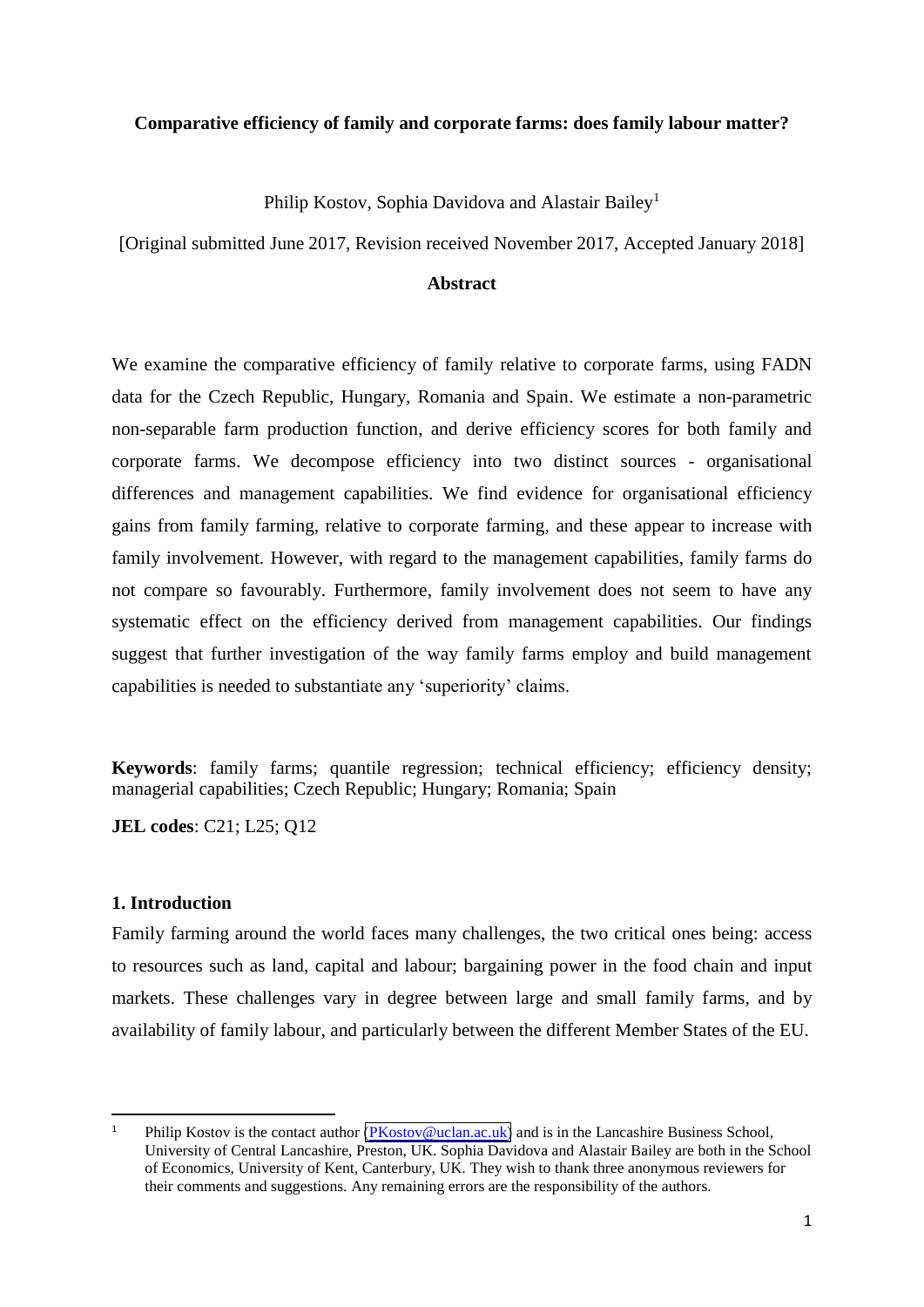**Comparative efficiency of family and corporate farms: does family labour matter?**

Philip Kostov, Sophia Davidova and Alastair Bailey[1]

[Original submitted June 2017, Revision received November 2017, Accepted January 2018]

**Abstract**

We examine the comparative efficiency of family relative to corporate farms, using FADN data for the Czech Republic, Hungary, Romania and Spain. We estimate a non-parametric non-separable farm production function, and derive efficiency scores for both family and corporate farms. We decompose efficiency into two distinct sources - organisational differences and management capabilities. We find evidence for organisational efficiency gains from family farming, relative to corporate farming, and these appear to increase with family involvement. However, with regard to the management capabilities, family farms do not compare so favourably. Furthermore, family involvement does not seem to have any systematic effect on the efficiency derived from management capabilities. Our findings suggest that further investigation of the way family farms employ and build management capabilities is needed to substantiate any 'superiority' claims.

**Keywords**: family farms; quantile regression; technical efficiency; efficiency density; managerial capabilities; Czech Republic; Hungary; Romania; Spain

**JEL codes**: C21; L25; Q12

## 1. Introduction

Family farming around the world faces many challenges, the two critical ones being: access to resources such as land, capital and labour; bargaining power in the food chain and input markets. These challenges vary in degree between large and small family farms, and by availability of family labour, and particularly between the different Member States of the EU.

---

[1] Philip Kostov is the contact author (PKostov@uclan.ac.uk) and is in the Lancashire Business School, University of Central Lancashire, Preston, UK. Sophia Davidova and Alastair Bailey are both in the School of Economics, University of Kent, Canterbury, UK. They wish to thank three anonymous reviewers for their comments and suggestions. Any remaining errors are the responsibility of the authors.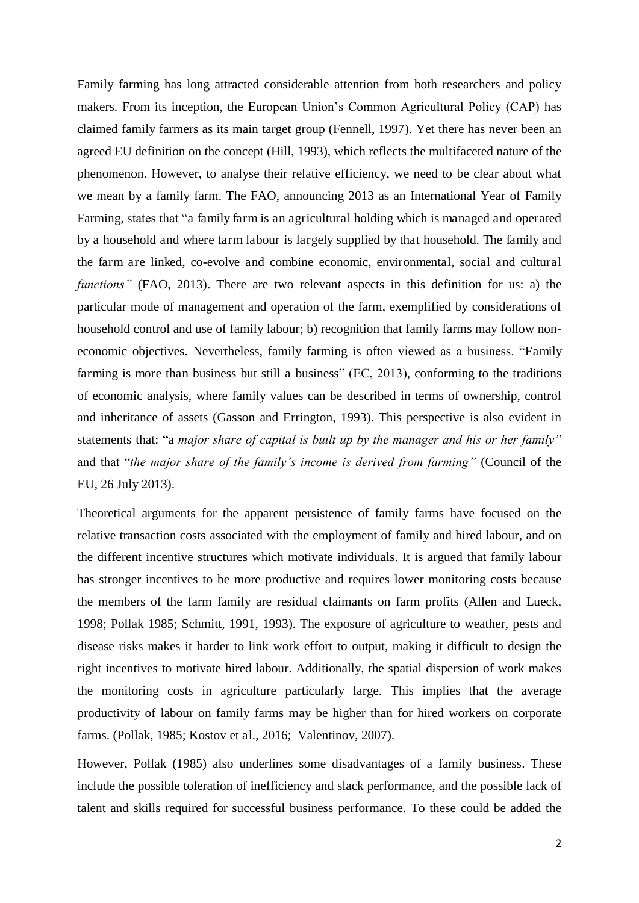Family farming has long attracted considerable attention from both researchers and policy makers. From its inception, the European Union's Common Agricultural Policy (CAP) has claimed family farmers as its main target group (Fennell, 1997). Yet there has never been an agreed EU definition on the concept (Hill, 1993), which reflects the multifaceted nature of the phenomenon. However, to analyse their relative efficiency, we need to be clear about what we mean by a family farm. The FAO, announcing 2013 as an International Year of Family Farming, states that "a family farm is an agricultural holding which is managed and operated by a household and where farm labour is largely supplied by that household. The family and the farm are linked, co-evolve and combine economic, environmental, social and cultural *functions"* (FAO, 2013). There are two relevant aspects in this definition for us: a) the particular mode of management and operation of the farm, exemplified by considerations of household control and use of family labour; b) recognition that family farms may follow non-economic objectives. Nevertheless, family farming is often viewed as a business. "Family farming is more than business but still a business" (EC, 2013), conforming to the traditions of economic analysis, where family values can be described in terms of ownership, control and inheritance of assets (Gasson and Errington, 1993). This perspective is also evident in statements that: "a *major share of capital is built up by the manager and his or her family"* and that "*the major share of the family's income is derived from farming"* (Council of the EU, 26 July 2013).

Theoretical arguments for the apparent persistence of family farms have focused on the relative transaction costs associated with the employment of family and hired labour, and on the different incentive structures which motivate individuals. It is argued that family labour has stronger incentives to be more productive and requires lower monitoring costs because the members of the farm family are residual claimants on farm profits (Allen and Lueck, 1998; Pollak 1985; Schmitt, 1991, 1993). The exposure of agriculture to weather, pests and disease risks makes it harder to link work effort to output, making it difficult to design the right incentives to motivate hired labour. Additionally, the spatial dispersion of work makes the monitoring costs in agriculture particularly large. This implies that the average productivity of labour on family farms may be higher than for hired workers on corporate farms. (Pollak, 1985; Kostov et al., 2016; Valentinov, 2007).

However, Pollak (1985) also underlines some disadvantages of a family business. These include the possible toleration of inefficiency and slack performance, and the possible lack of talent and skills required for successful business performance. To these could be added the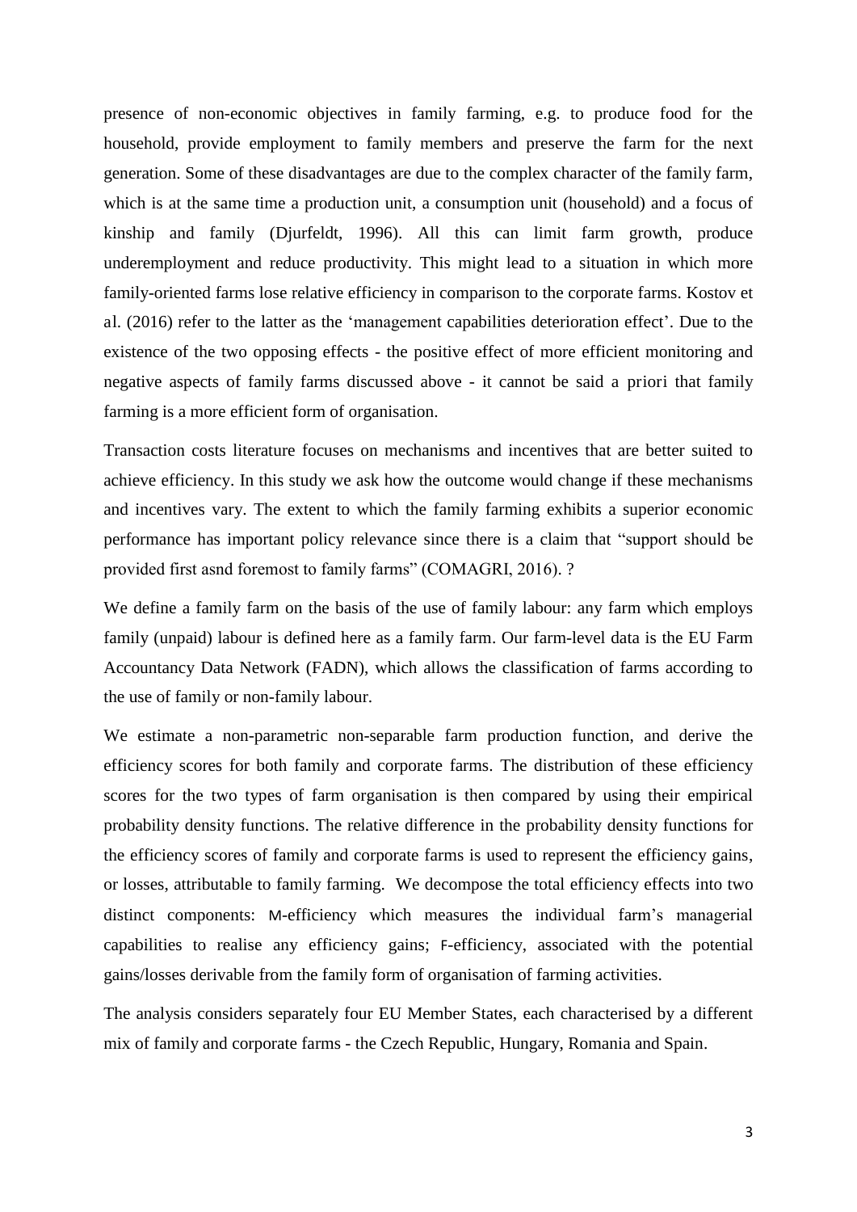presence of non-economic objectives in family farming, e.g. to produce food for the household, provide employment to family members and preserve the farm for the next generation. Some of these disadvantages are due to the complex character of the family farm, which is at the same time a production unit, a consumption unit (household) and a focus of kinship and family (Djurfeldt, 1996). All this can limit farm growth, produce underemployment and reduce productivity. This might lead to a situation in which more family-oriented farms lose relative efficiency in comparison to the corporate farms. Kostov et al. (2016) refer to the latter as the 'management capabilities deterioration effect'. Due to the existence of the two opposing effects - the positive effect of more efficient monitoring and negative aspects of family farms discussed above - it cannot be said a priori that family farming is a more efficient form of organisation.

Transaction costs literature focuses on mechanisms and incentives that are better suited to achieve efficiency. In this study we ask how the outcome would change if these mechanisms and incentives vary. The extent to which the family farming exhibits a superior economic performance has important policy relevance since there is a claim that "support should be provided first asnd foremost to family farms" (COMAGRI, 2016). ?

We define a family farm on the basis of the use of family labour: any farm which employs family (unpaid) labour is defined here as a family farm. Our farm-level data is the EU Farm Accountancy Data Network (FADN), which allows the classification of farms according to the use of family or non-family labour.

We estimate a non-parametric non-separable farm production function, and derive the efficiency scores for both family and corporate farms. The distribution of these efficiency scores for the two types of farm organisation is then compared by using their empirical probability density functions. The relative difference in the probability density functions for the efficiency scores of family and corporate farms is used to represent the efficiency gains, or losses, attributable to family farming. We decompose the total efficiency effects into two distinct components: M-efficiency which measures the individual farm's managerial capabilities to realise any efficiency gains; F-efficiency, associated with the potential gains/losses derivable from the family form of organisation of farming activities.

The analysis considers separately four EU Member States, each characterised by a different mix of family and corporate farms - the Czech Republic, Hungary, Romania and Spain.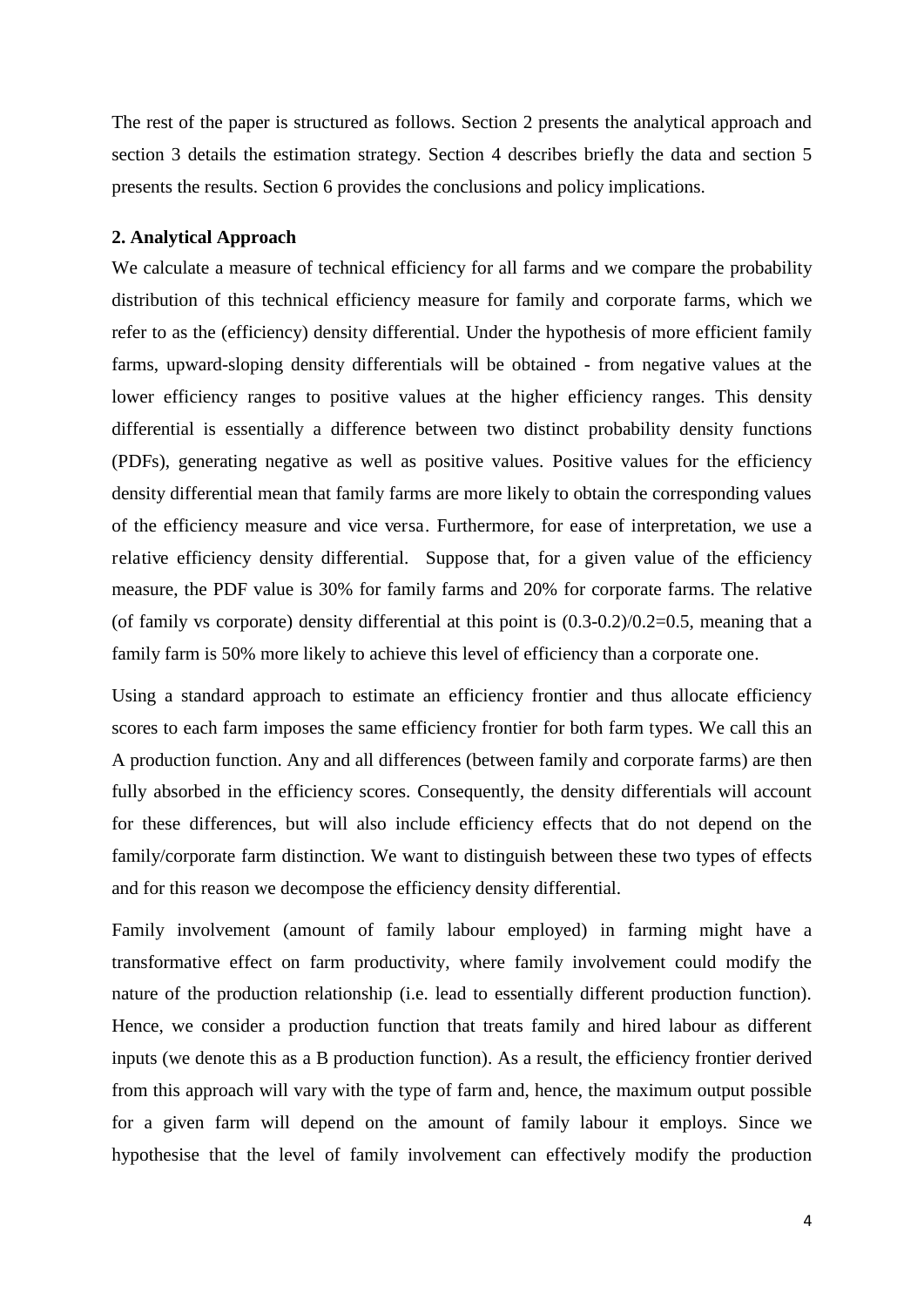The rest of the paper is structured as follows. Section 2 presents the analytical approach and section 3 details the estimation strategy. Section 4 describes briefly the data and section 5 presents the results. Section 6 provides the conclusions and policy implications.

## 2. Analytical Approach

We calculate a measure of technical efficiency for all farms and we compare the probability distribution of this technical efficiency measure for family and corporate farms, which we refer to as the (efficiency) density differential. Under the hypothesis of more efficient family farms, upward-sloping density differentials will be obtained - from negative values at the lower efficiency ranges to positive values at the higher efficiency ranges. This density differential is essentially a difference between two distinct probability density functions (PDFs), generating negative as well as positive values. Positive values for the efficiency density differential mean that family farms are more likely to obtain the corresponding values of the efficiency measure and vice versa. Furthermore, for ease of interpretation, we use a relative efficiency density differential. Suppose that, for a given value of the efficiency measure, the PDF value is 30% for family farms and 20% for corporate farms. The relative (of family vs corporate) density differential at this point is (0.3-0.2)/0.2=0.5, meaning that a family farm is 50% more likely to achieve this level of efficiency than a corporate one.

Using a standard approach to estimate an efficiency frontier and thus allocate efficiency scores to each farm imposes the same efficiency frontier for both farm types. We call this an A production function. Any and all differences (between family and corporate farms) are then fully absorbed in the efficiency scores. Consequently, the density differentials will account for these differences, but will also include efficiency effects that do not depend on the family/corporate farm distinction. We want to distinguish between these two types of effects and for this reason we decompose the efficiency density differential.

Family involvement (amount of family labour employed) in farming might have a transformative effect on farm productivity, where family involvement could modify the nature of the production relationship (i.e. lead to essentially different production function). Hence, we consider a production function that treats family and hired labour as different inputs (we denote this as a B production function). As a result, the efficiency frontier derived from this approach will vary with the type of farm and, hence, the maximum output possible for a given farm will depend on the amount of family labour it employs. Since we hypothesise that the level of family involvement can effectively modify the production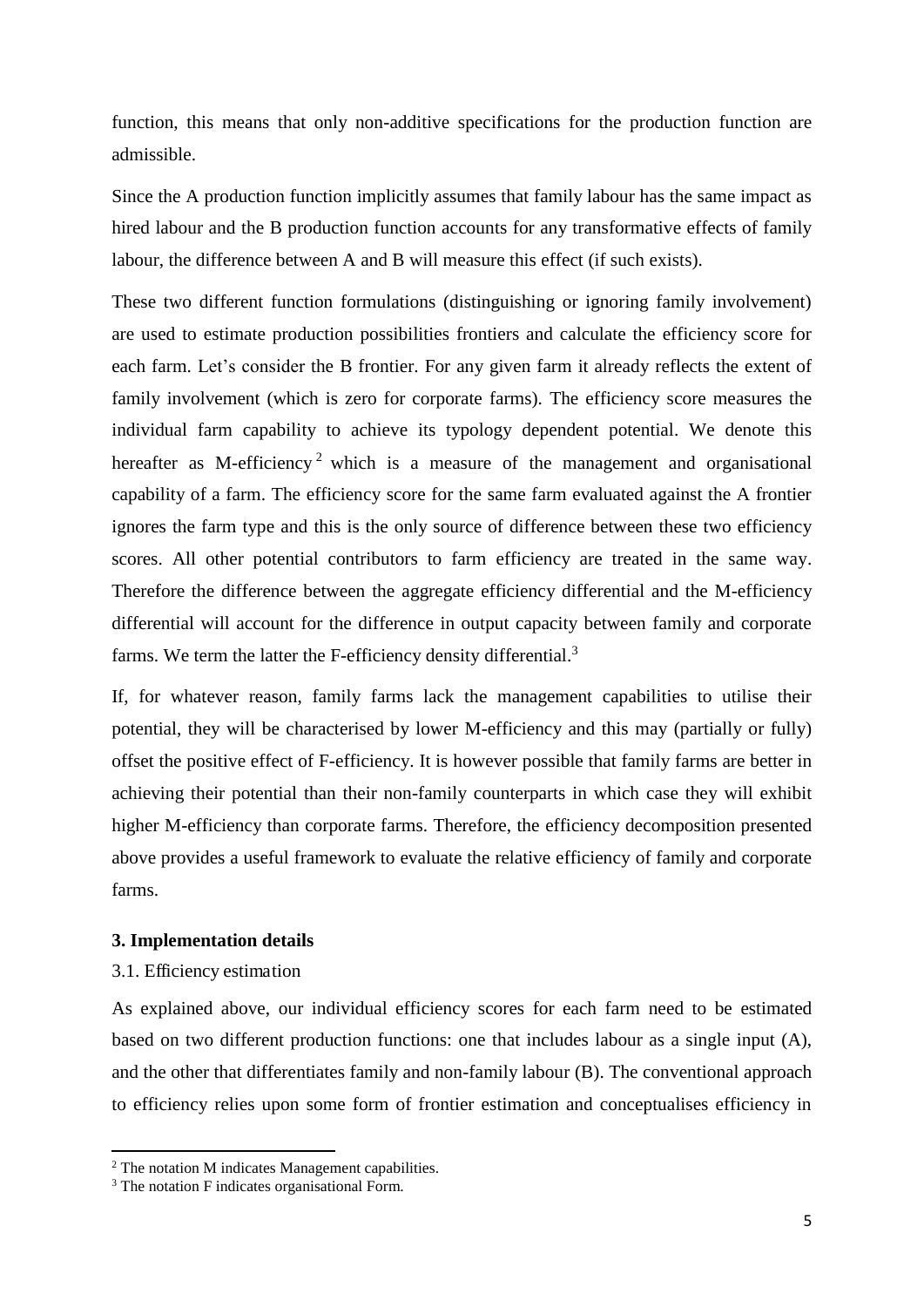function, this means that only non-additive specifications for the production function are admissible.

Since the A production function implicitly assumes that family labour has the same impact as hired labour and the B production function accounts for any transformative effects of family labour, the difference between A and B will measure this effect (if such exists).

These two different function formulations (distinguishing or ignoring family involvement) are used to estimate production possibilities frontiers and calculate the efficiency score for each farm. Let's consider the B frontier. For any given farm it already reflects the extent of family involvement (which is zero for corporate farms). The efficiency score measures the individual farm capability to achieve its typology dependent potential. We denote this hereafter as M-efficiency[2] which is a measure of the management and organisational capability of a farm. The efficiency score for the same farm evaluated against the A frontier ignores the farm type and this is the only source of difference between these two efficiency scores. All other potential contributors to farm efficiency are treated in the same way. Therefore the difference between the aggregate efficiency differential and the M-efficiency differential will account for the difference in output capacity between family and corporate farms. We term the latter the F-efficiency density differential.[3]

If, for whatever reason, family farms lack the management capabilities to utilise their potential, they will be characterised by lower M-efficiency and this may (partially or fully) offset the positive effect of F-efficiency. It is however possible that family farms are better in achieving their potential than their non-family counterparts in which case they will exhibit higher M-efficiency than corporate farms. Therefore, the efficiency decomposition presented above provides a useful framework to evaluate the relative efficiency of family and corporate farms.

## 3. Implementation details

### 3.1. Efficiency estimation

As explained above, our individual efficiency scores for each farm need to be estimated based on two different production functions: one that includes labour as a single input (A), and the other that differentiates family and non-family labour (B). The conventional approach to efficiency relies upon some form of frontier estimation and conceptualises efficiency in

---

[2] The notation M indicates Management capabilities.

[3] The notation F indicates organisational Form.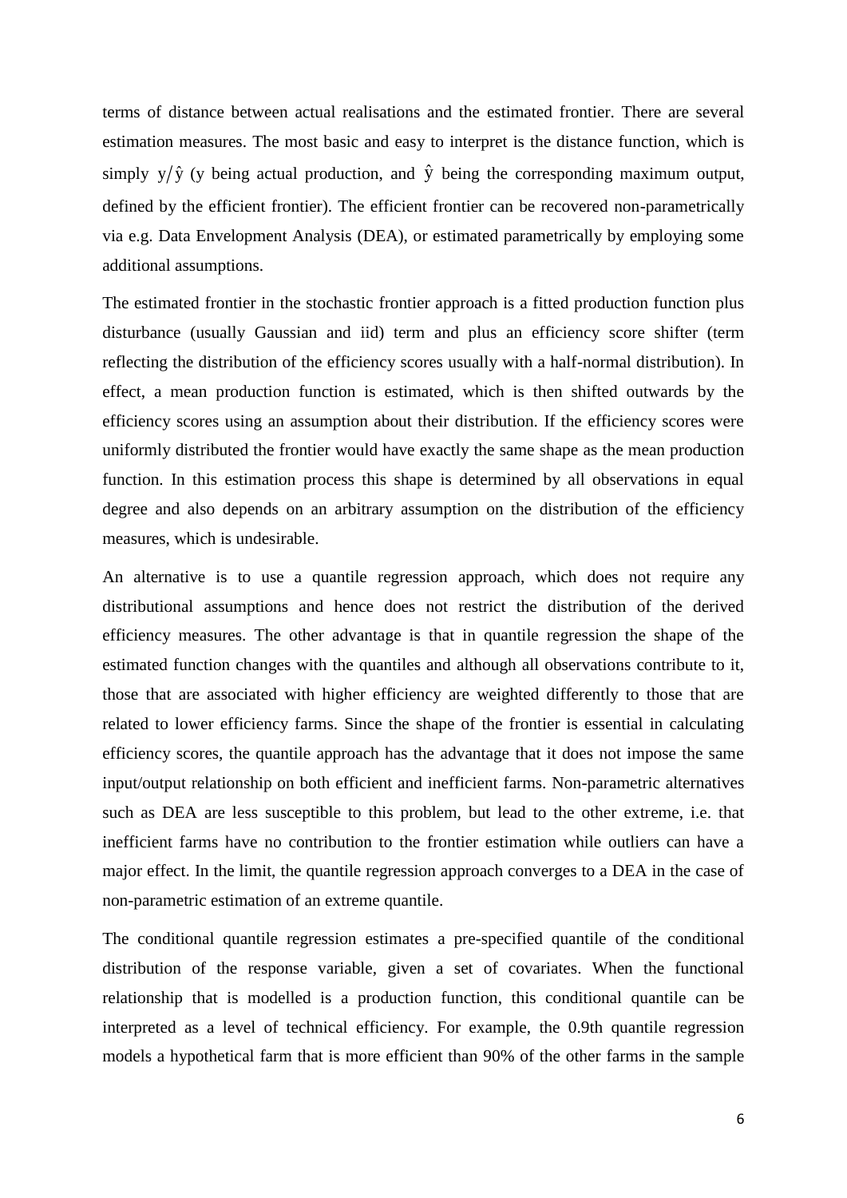terms of distance between actual realisations and the estimated frontier. There are several estimation measures. The most basic and easy to interpret is the distance function, which is simply $y/\hat{y}$ (y being actual production, and $\hat{y}$ being the corresponding maximum output, defined by the efficient frontier). The efficient frontier can be recovered non-parametrically via e.g. Data Envelopment Analysis (DEA), or estimated parametrically by employing some additional assumptions.

The estimated frontier in the stochastic frontier approach is a fitted production function plus disturbance (usually Gaussian and iid) term and plus an efficiency score shifter (term reflecting the distribution of the efficiency scores usually with a half-normal distribution). In effect, a mean production function is estimated, which is then shifted outwards by the efficiency scores using an assumption about their distribution. If the efficiency scores were uniformly distributed the frontier would have exactly the same shape as the mean production function. In this estimation process this shape is determined by all observations in equal degree and also depends on an arbitrary assumption on the distribution of the efficiency measures, which is undesirable.

An alternative is to use a quantile regression approach, which does not require any distributional assumptions and hence does not restrict the distribution of the derived efficiency measures. The other advantage is that in quantile regression the shape of the estimated function changes with the quantiles and although all observations contribute to it, those that are associated with higher efficiency are weighted differently to those that are related to lower efficiency farms. Since the shape of the frontier is essential in calculating efficiency scores, the quantile approach has the advantage that it does not impose the same input/output relationship on both efficient and inefficient farms. Non-parametric alternatives such as DEA are less susceptible to this problem, but lead to the other extreme, i.e. that inefficient farms have no contribution to the frontier estimation while outliers can have a major effect. In the limit, the quantile regression approach converges to a DEA in the case of non-parametric estimation of an extreme quantile.

The conditional quantile regression estimates a pre-specified quantile of the conditional distribution of the response variable, given a set of covariates. When the functional relationship that is modelled is a production function, this conditional quantile can be interpreted as a level of technical efficiency. For example, the 0.9th quantile regression models a hypothetical farm that is more efficient than 90% of the other farms in the sample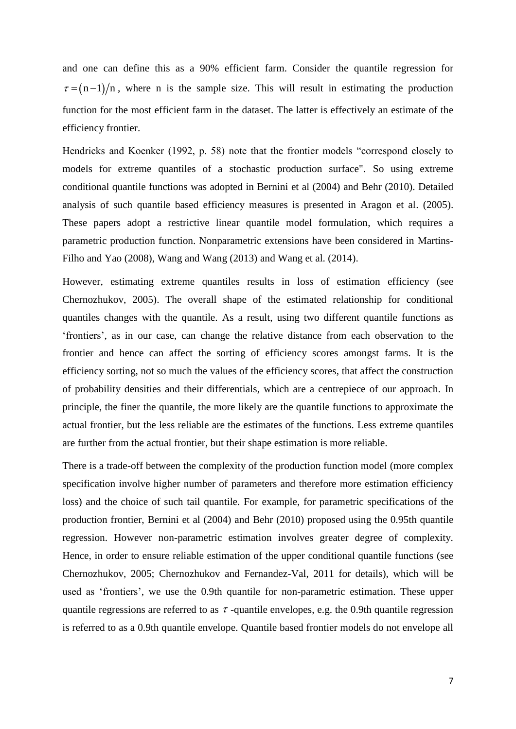and one can define this as a 90% efficient farm. Consider the quantile regression for $\tau = (n-1)/n$, where n is the sample size. This will result in estimating the production function for the most efficient farm in the dataset. The latter is effectively an estimate of the efficiency frontier.

Hendricks and Koenker (1992, p. 58) note that the frontier models "correspond closely to models for extreme quantiles of a stochastic production surface". So using extreme conditional quantile functions was adopted in Bernini et al (2004) and Behr (2010). Detailed analysis of such quantile based efficiency measures is presented in Aragon et al. (2005). These papers adopt a restrictive linear quantile model formulation, which requires a parametric production function. Nonparametric extensions have been considered in Martins-Filho and Yao (2008), Wang and Wang (2013) and Wang et al. (2014).

However, estimating extreme quantiles results in loss of estimation efficiency (see Chernozhukov, 2005). The overall shape of the estimated relationship for conditional quantiles changes with the quantile. As a result, using two different quantile functions as 'frontiers', as in our case, can change the relative distance from each observation to the frontier and hence can affect the sorting of efficiency scores amongst farms. It is the efficiency sorting, not so much the values of the efficiency scores, that affect the construction of probability densities and their differentials, which are a centrepiece of our approach. In principle, the finer the quantile, the more likely are the quantile functions to approximate the actual frontier, but the less reliable are the estimates of the functions. Less extreme quantiles are further from the actual frontier, but their shape estimation is more reliable.

There is a trade-off between the complexity of the production function model (more complex specification involve higher number of parameters and therefore more estimation efficiency loss) and the choice of such tail quantile. For example, for parametric specifications of the production frontier, Bernini et al (2004) and Behr (2010) proposed using the 0.95th quantile regression. However non-parametric estimation involves greater degree of complexity. Hence, in order to ensure reliable estimation of the upper conditional quantile functions (see Chernozhukov, 2005; Chernozhukov and Fernandez-Val, 2011 for details), which will be used as 'frontiers', we use the 0.9th quantile for non-parametric estimation. These upper quantile regressions are referred to as $\tau$ -quantile envelopes, e.g. the 0.9th quantile regression is referred to as a 0.9th quantile envelope. Quantile based frontier models do not envelope all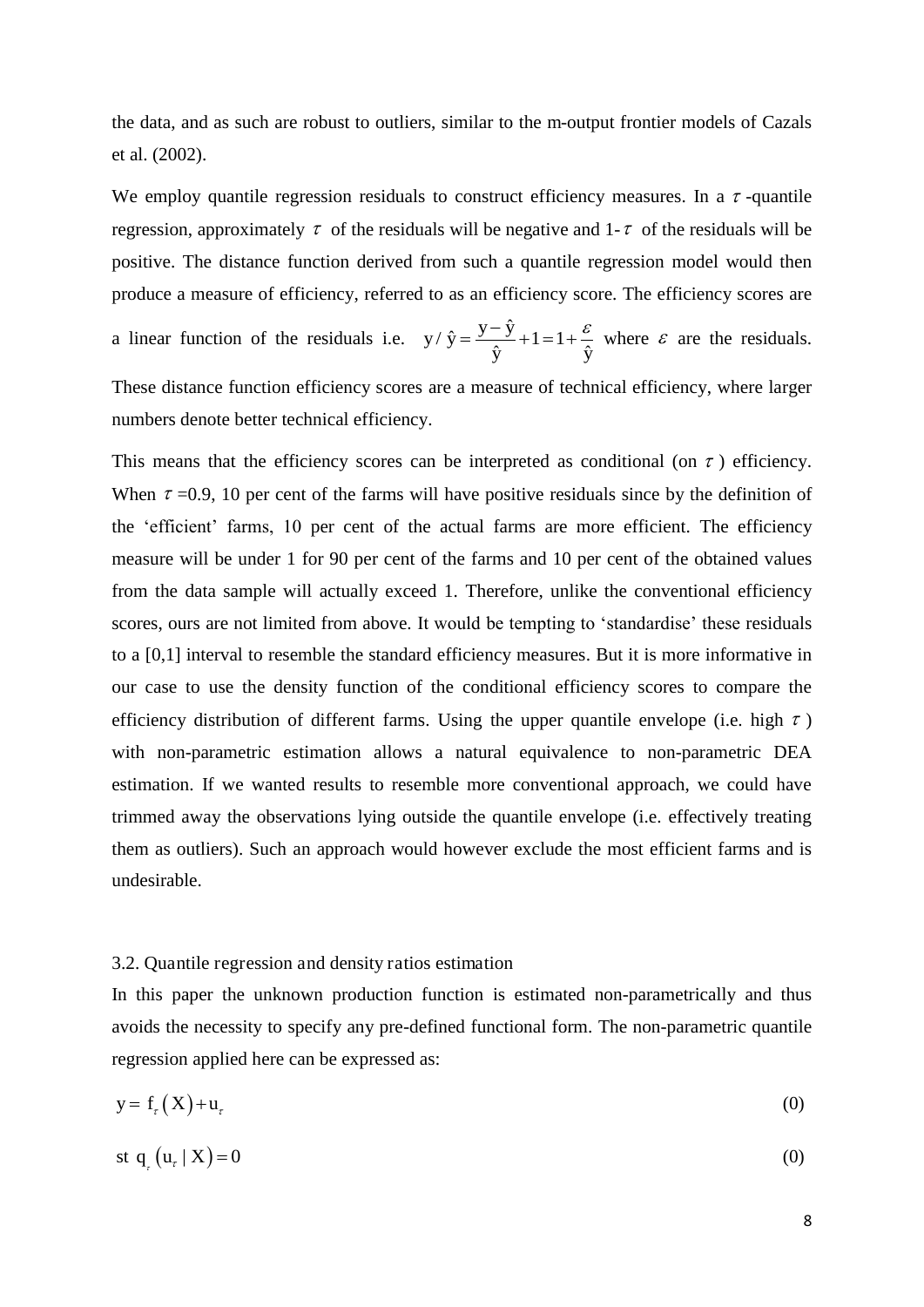the data, and as such are robust to outliers, similar to the m-output frontier models of Cazals et al. (2002).

We employ quantile regression residuals to construct efficiency measures. In a $\tau$-quantile regression, approximately $\tau$ of the residuals will be negative and 1-$\tau$ of the residuals will be positive. The distance function derived from such a quantile regression model would then produce a measure of efficiency, referred to as an efficiency score. The efficiency scores are a linear function of the residuals i.e. $y / \hat{y} = \frac{y - \hat{y}}{\hat{y}} + 1 = 1 + \frac{\varepsilon}{\hat{y}}$ where $\varepsilon$ are the residuals. These distance function efficiency scores are a measure of technical efficiency, where larger numbers denote better technical efficiency.

This means that the efficiency scores can be interpreted as conditional (on $\tau$) efficiency. When $\tau$=0.9, 10 per cent of the farms will have positive residuals since by the definition of the 'efficient' farms, 10 per cent of the actual farms are more efficient. The efficiency measure will be under 1 for 90 per cent of the farms and 10 per cent of the obtained values from the data sample will actually exceed 1. Therefore, unlike the conventional efficiency scores, ours are not limited from above. It would be tempting to 'standardise' these residuals to a [0,1] interval to resemble the standard efficiency measures. But it is more informative in our case to use the density function of the conditional efficiency scores to compare the efficiency distribution of different farms. Using the upper quantile envelope (i.e. high $\tau$) with non-parametric estimation allows a natural equivalence to non-parametric DEA estimation. If we wanted results to resemble more conventional approach, we could have trimmed away the observations lying outside the quantile envelope (i.e. effectively treating them as outliers). Such an approach would however exclude the most efficient farms and is undesirable.

### 3.2. Quantile regression and density ratios estimation

In this paper the unknown production function is estimated non-parametrically and thus avoids the necessity to specify any pre-defined functional form. The non-parametric quantile regression applied here can be expressed as:

$$y = f_{\tau}\left(X\right) + u_{\tau} \tag{0}$$

$$\text{st } q_{\tau}\left(u_{\tau} \mid X\right) = 0 \tag{0}$$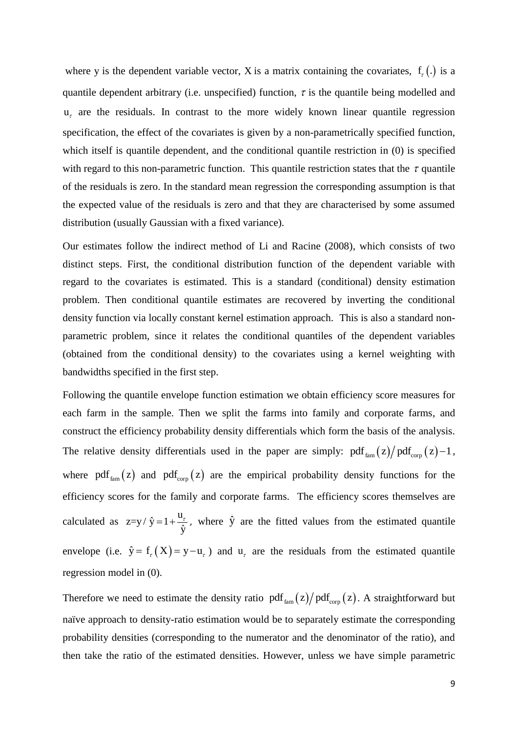where y is the dependent variable vector, X is a matrix containing the covariates, $f_\tau(.)$ is a quantile dependent arbitrary (i.e. unspecified) function, $\tau$ is the quantile being modelled and $u_\tau$ are the residuals. In contrast to the more widely known linear quantile regression specification, the effect of the covariates is given by a non-parametrically specified function, which itself is quantile dependent, and the conditional quantile restriction in (0) is specified with regard to this non-parametric function. This quantile restriction states that the $\tau$ quantile of the residuals is zero. In the standard mean regression the corresponding assumption is that the expected value of the residuals is zero and that they are characterised by some assumed distribution (usually Gaussian with a fixed variance).

Our estimates follow the indirect method of Li and Racine (2008), which consists of two distinct steps. First, the conditional distribution function of the dependent variable with regard to the covariates is estimated. This is a standard (conditional) density estimation problem. Then conditional quantile estimates are recovered by inverting the conditional density function via locally constant kernel estimation approach. This is also a standard non-parametric problem, since it relates the conditional quantiles of the dependent variables (obtained from the conditional density) to the covariates using a kernel weighting with bandwidths specified in the first step.

Following the quantile envelope function estimation we obtain efficiency score measures for each farm in the sample. Then we split the farms into family and corporate farms, and construct the efficiency probability density differentials which form the basis of the analysis. The relative density differentials used in the paper are simply: $\mathrm{pdf}_{\mathrm{fam}}(z) / \mathrm{pdf}_{\mathrm{corp}}(z) - 1$, where $\mathrm{pdf}_{\mathrm{fam}}(z)$ and $\mathrm{pdf}_{\mathrm{corp}}(z)$ are the empirical probability density functions for the efficiency scores for the family and corporate farms. The efficiency scores themselves are calculated as $z = y/\hat{y} = 1 + \frac{u_\tau}{\hat{y}}$, where $\hat{y}$ are the fitted values from the estimated quantile envelope (i.e. $\hat{y} = f_\tau(X) = y - u_\tau$) and $u_\tau$ are the residuals from the estimated quantile regression model in (0).

Therefore we need to estimate the density ratio $\mathrm{pdf}_{\mathrm{fam}}(z) / \mathrm{pdf}_{\mathrm{corp}}(z)$. A straightforward but naïve approach to density-ratio estimation would be to separately estimate the corresponding probability densities (corresponding to the numerator and the denominator of the ratio), and then take the ratio of the estimated densities. However, unless we have simple parametric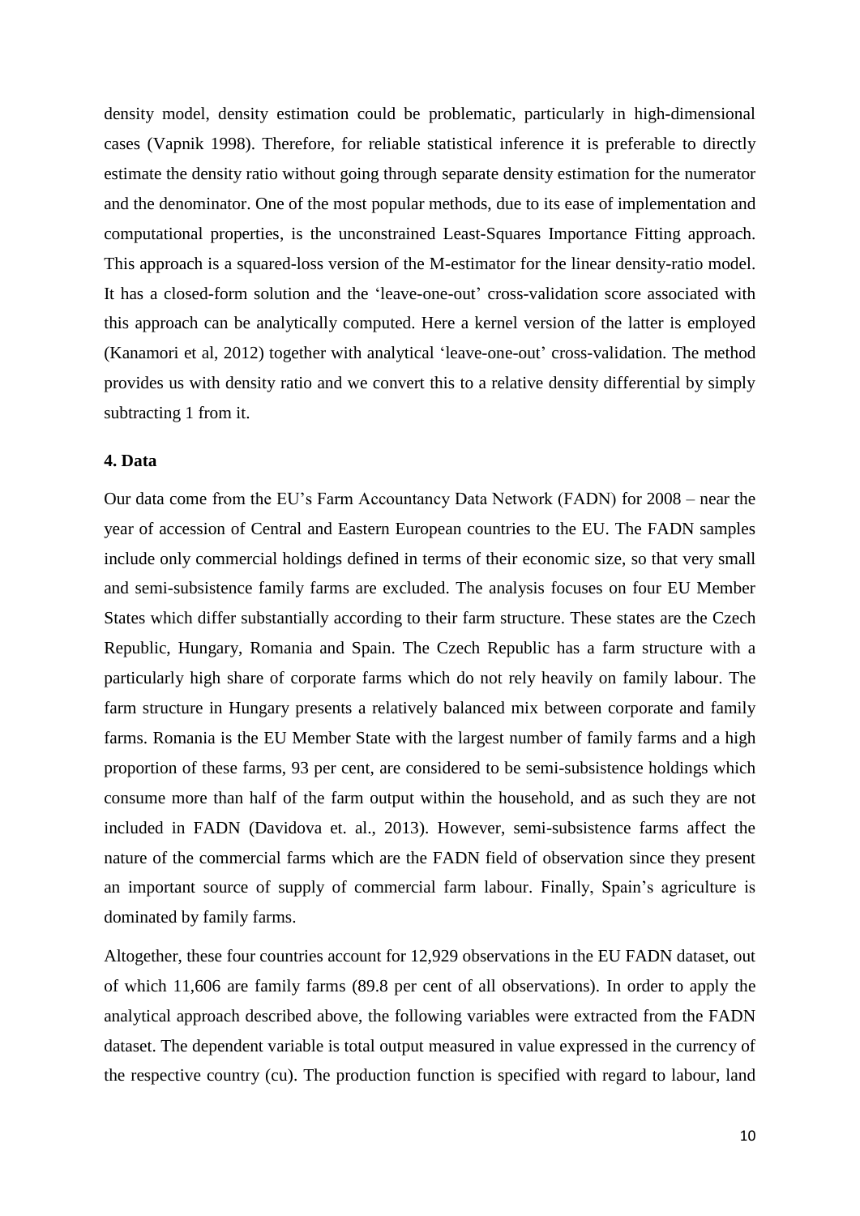density model, density estimation could be problematic, particularly in high-dimensional cases (Vapnik 1998). Therefore, for reliable statistical inference it is preferable to directly estimate the density ratio without going through separate density estimation for the numerator and the denominator. One of the most popular methods, due to its ease of implementation and computational properties, is the unconstrained Least-Squares Importance Fitting approach. This approach is a squared-loss version of the M-estimator for the linear density-ratio model. It has a closed-form solution and the 'leave-one-out' cross-validation score associated with this approach can be analytically computed. Here a kernel version of the latter is employed (Kanamori et al, 2012) together with analytical 'leave-one-out' cross-validation. The method provides us with density ratio and we convert this to a relative density differential by simply subtracting 1 from it.

#### 4. Data

Our data come from the EU's Farm Accountancy Data Network (FADN) for 2008 – near the year of accession of Central and Eastern European countries to the EU. The FADN samples include only commercial holdings defined in terms of their economic size, so that very small and semi-subsistence family farms are excluded. The analysis focuses on four EU Member States which differ substantially according to their farm structure. These states are the Czech Republic, Hungary, Romania and Spain. The Czech Republic has a farm structure with a particularly high share of corporate farms which do not rely heavily on family labour. The farm structure in Hungary presents a relatively balanced mix between corporate and family farms. Romania is the EU Member State with the largest number of family farms and a high proportion of these farms, 93 per cent, are considered to be semi-subsistence holdings which consume more than half of the farm output within the household, and as such they are not included in FADN (Davidova et. al., 2013). However, semi-subsistence farms affect the nature of the commercial farms which are the FADN field of observation since they present an important source of supply of commercial farm labour. Finally, Spain's agriculture is dominated by family farms.

Altogether, these four countries account for 12,929 observations in the EU FADN dataset, out of which 11,606 are family farms (89.8 per cent of all observations). In order to apply the analytical approach described above, the following variables were extracted from the FADN dataset. The dependent variable is total output measured in value expressed in the currency of the respective country (cu). The production function is specified with regard to labour, land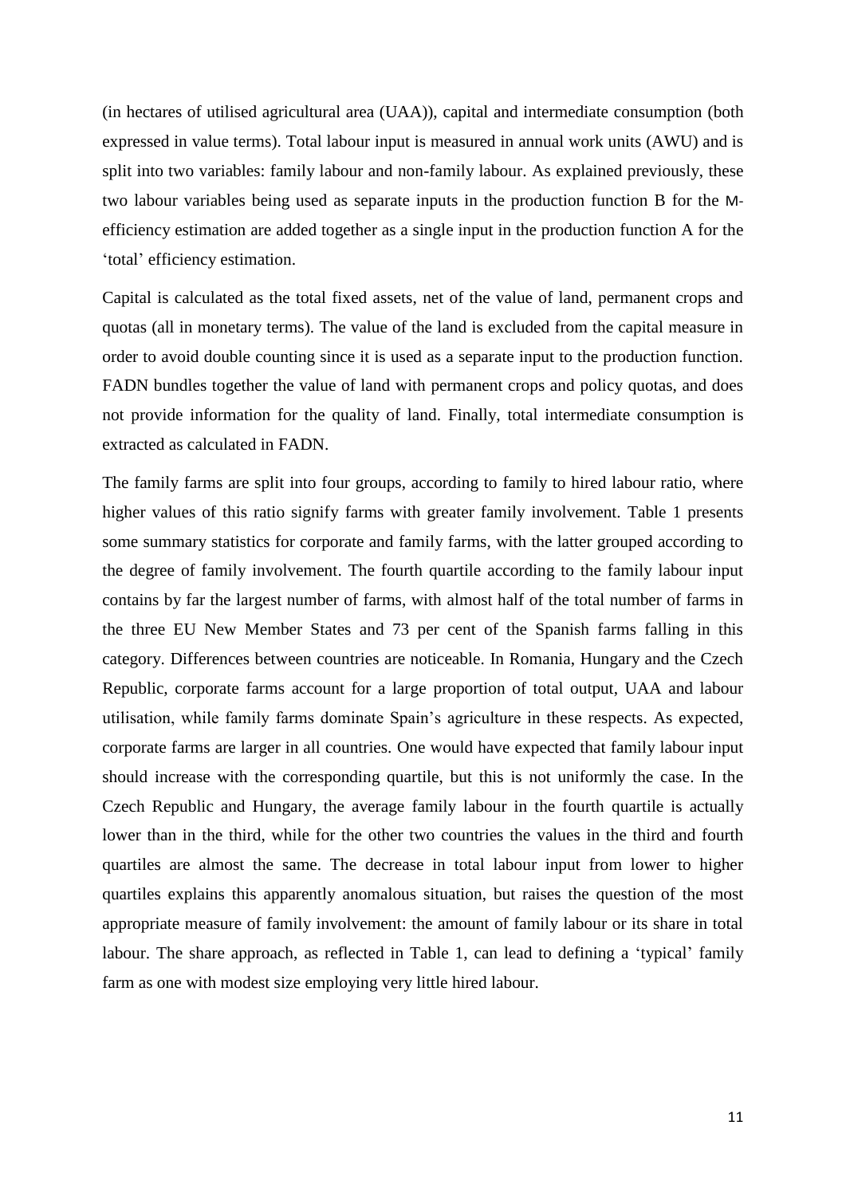(in hectares of utilised agricultural area (UAA)), capital and intermediate consumption (both expressed in value terms). Total labour input is measured in annual work units (AWU) and is split into two variables: family labour and non-family labour. As explained previously, these two labour variables being used as separate inputs in the production function B for the M-efficiency estimation are added together as a single input in the production function A for the 'total' efficiency estimation.

Capital is calculated as the total fixed assets, net of the value of land, permanent crops and quotas (all in monetary terms). The value of the land is excluded from the capital measure in order to avoid double counting since it is used as a separate input to the production function. FADN bundles together the value of land with permanent crops and policy quotas, and does not provide information for the quality of land. Finally, total intermediate consumption is extracted as calculated in FADN.

The family farms are split into four groups, according to family to hired labour ratio, where higher values of this ratio signify farms with greater family involvement. Table 1 presents some summary statistics for corporate and family farms, with the latter grouped according to the degree of family involvement. The fourth quartile according to the family labour input contains by far the largest number of farms, with almost half of the total number of farms in the three EU New Member States and 73 per cent of the Spanish farms falling in this category. Differences between countries are noticeable. In Romania, Hungary and the Czech Republic, corporate farms account for a large proportion of total output, UAA and labour utilisation, while family farms dominate Spain's agriculture in these respects. As expected, corporate farms are larger in all countries. One would have expected that family labour input should increase with the corresponding quartile, but this is not uniformly the case. In the Czech Republic and Hungary, the average family labour in the fourth quartile is actually lower than in the third, while for the other two countries the values in the third and fourth quartiles are almost the same. The decrease in total labour input from lower to higher quartiles explains this apparently anomalous situation, but raises the question of the most appropriate measure of family involvement: the amount of family labour or its share in total labour. The share approach, as reflected in Table 1, can lead to defining a 'typical' family farm as one with modest size employing very little hired labour.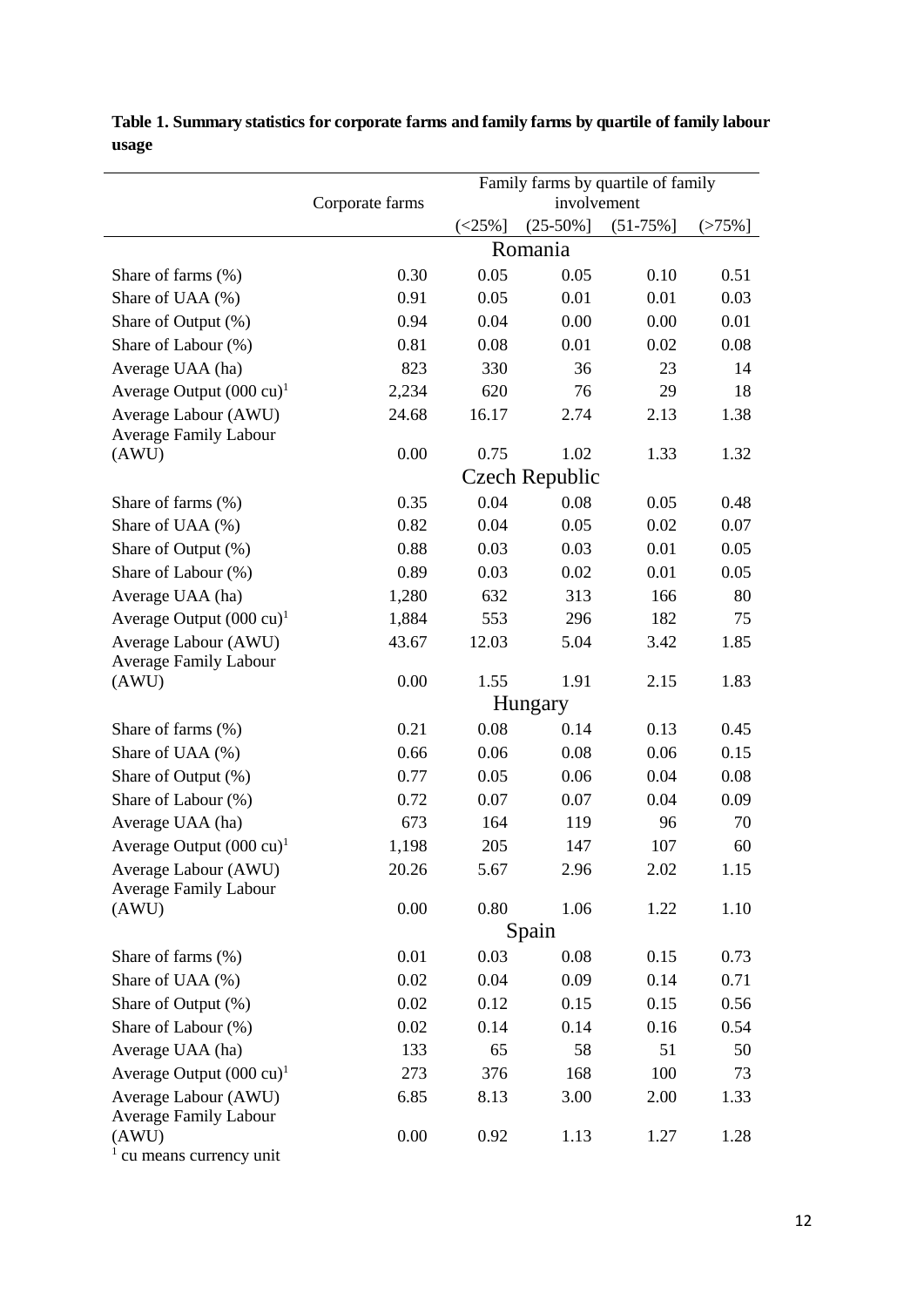**Table 1. Summary statistics for corporate farms and family farms by quartile of family labour usage**

| | Corporate farms | Family farms by quartile of family involvement | | | |
|---|---|---|---|---|---|
| | | (<25%] | (25-50%] | (51-75%] | (>75%] |
| **Romania** | | | | | |
| Share of farms (%) | 0.30 | 0.05 | 0.05 | 0.10 | 0.51 |
| Share of UAA (%) | 0.91 | 0.05 | 0.01 | 0.01 | 0.03 |
| Share of Output (%) | 0.94 | 0.04 | 0.00 | 0.00 | 0.01 |
| Share of Labour (%) | 0.81 | 0.08 | 0.01 | 0.02 | 0.08 |
| Average UAA (ha) | 823 | 330 | 36 | 23 | 14 |
| Average Output (000 cu)[1] | 2,234 | 620 | 76 | 29 | 18 |
| Average Labour (AWU) | 24.68 | 16.17 | 2.74 | 2.13 | 1.38 |
| Average Family Labour (AWU) | 0.00 | 0.75 | 1.02 | 1.33 | 1.32 |
| **Czech Republic** | | | | | |
| Share of farms (%) | 0.35 | 0.04 | 0.08 | 0.05 | 0.48 |
| Share of UAA (%) | 0.82 | 0.04 | 0.05 | 0.02 | 0.07 |
| Share of Output (%) | 0.88 | 0.03 | 0.03 | 0.01 | 0.05 |
| Share of Labour (%) | 0.89 | 0.03 | 0.02 | 0.01 | 0.05 |
| Average UAA (ha) | 1,280 | 632 | 313 | 166 | 80 |
| Average Output (000 cu)[1] | 1,884 | 553 | 296 | 182 | 75 |
| Average Labour (AWU) | 43.67 | 12.03 | 5.04 | 3.42 | 1.85 |
| Average Family Labour (AWU) | 0.00 | 1.55 | 1.91 | 2.15 | 1.83 |
| **Hungary** | | | | | |
| Share of farms (%) | 0.21 | 0.08 | 0.14 | 0.13 | 0.45 |
| Share of UAA (%) | 0.66 | 0.06 | 0.08 | 0.06 | 0.15 |
| Share of Output (%) | 0.77 | 0.05 | 0.06 | 0.04 | 0.08 |
| Share of Labour (%) | 0.72 | 0.07 | 0.07 | 0.04 | 0.09 |
| Average UAA (ha) | 673 | 164 | 119 | 96 | 70 |
| Average Output (000 cu)[1] | 1,198 | 205 | 147 | 107 | 60 |
| Average Labour (AWU) | 20.26 | 5.67 | 2.96 | 2.02 | 1.15 |
| Average Family Labour (AWU) | 0.00 | 0.80 | 1.06 | 1.22 | 1.10 |
| **Spain** | | | | | |
| Share of farms (%) | 0.01 | 0.03 | 0.08 | 0.15 | 0.73 |
| Share of UAA (%) | 0.02 | 0.04 | 0.09 | 0.14 | 0.71 |
| Share of Output (%) | 0.02 | 0.12 | 0.15 | 0.15 | 0.56 |
| Share of Labour (%) | 0.02 | 0.14 | 0.14 | 0.16 | 0.54 |
| Average UAA (ha) | 133 | 65 | 58 | 51 | 50 |
| Average Output (000 cu)[1] | 273 | 376 | 168 | 100 | 73 |
| Average Labour (AWU) | 6.85 | 8.13 | 3.00 | 2.00 | 1.33 |
| Average Family Labour (AWU) | 0.00 | 0.92 | 1.13 | 1.27 | 1.28 |

[1] cu means currency unit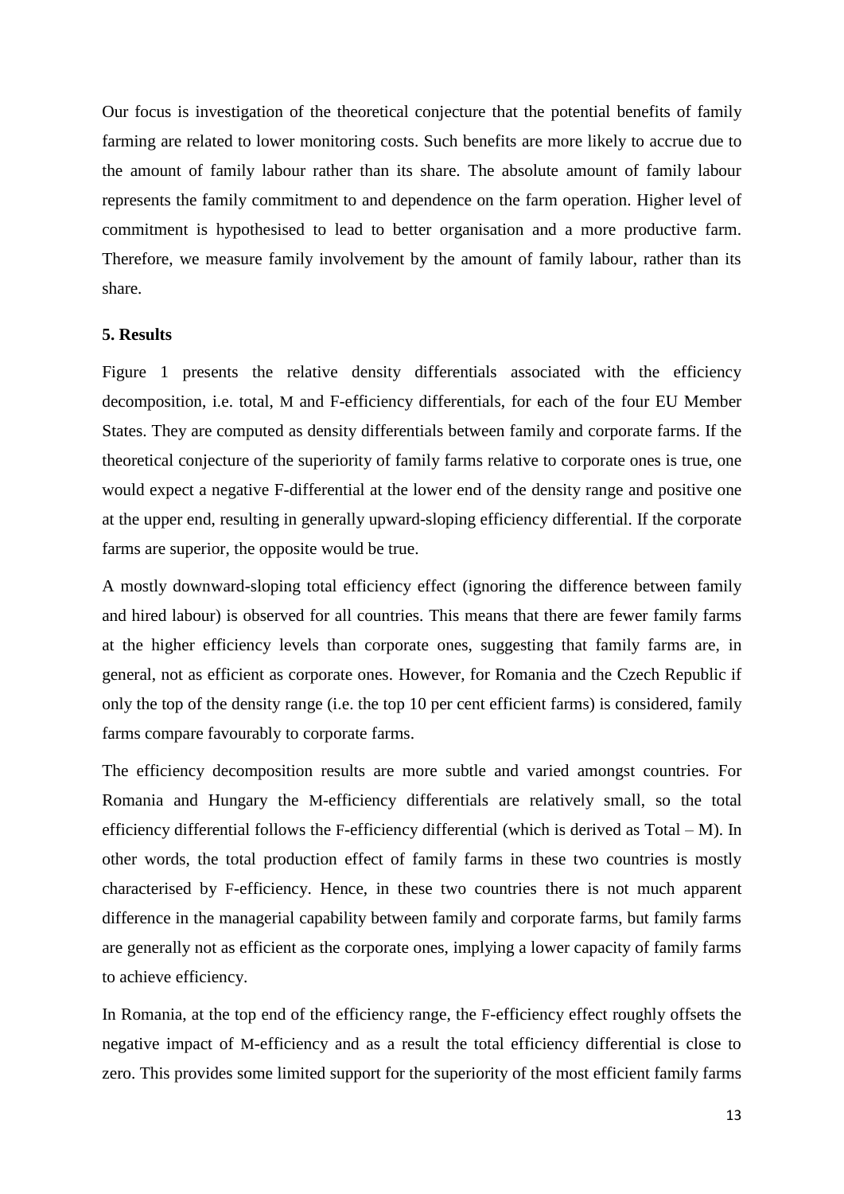Our focus is investigation of the theoretical conjecture that the potential benefits of family farming are related to lower monitoring costs. Such benefits are more likely to accrue due to the amount of family labour rather than its share. The absolute amount of family labour represents the family commitment to and dependence on the farm operation. Higher level of commitment is hypothesised to lead to better organisation and a more productive farm. Therefore, we measure family involvement by the amount of family labour, rather than its share.

## 5. Results

Figure 1 presents the relative density differentials associated with the efficiency decomposition, i.e. total, M and F-efficiency differentials, for each of the four EU Member States. They are computed as density differentials between family and corporate farms. If the theoretical conjecture of the superiority of family farms relative to corporate ones is true, one would expect a negative F-differential at the lower end of the density range and positive one at the upper end, resulting in generally upward-sloping efficiency differential. If the corporate farms are superior, the opposite would be true.

A mostly downward-sloping total efficiency effect (ignoring the difference between family and hired labour) is observed for all countries. This means that there are fewer family farms at the higher efficiency levels than corporate ones, suggesting that family farms are, in general, not as efficient as corporate ones. However, for Romania and the Czech Republic if only the top of the density range (i.e. the top 10 per cent efficient farms) is considered, family farms compare favourably to corporate farms.

The efficiency decomposition results are more subtle and varied amongst countries. For Romania and Hungary the M-efficiency differentials are relatively small, so the total efficiency differential follows the F-efficiency differential (which is derived as Total – M). In other words, the total production effect of family farms in these two countries is mostly characterised by F-efficiency. Hence, in these two countries there is not much apparent difference in the managerial capability between family and corporate farms, but family farms are generally not as efficient as the corporate ones, implying a lower capacity of family farms to achieve efficiency.

In Romania, at the top end of the efficiency range, the F-efficiency effect roughly offsets the negative impact of M-efficiency and as a result the total efficiency differential is close to zero. This provides some limited support for the superiority of the most efficient family farms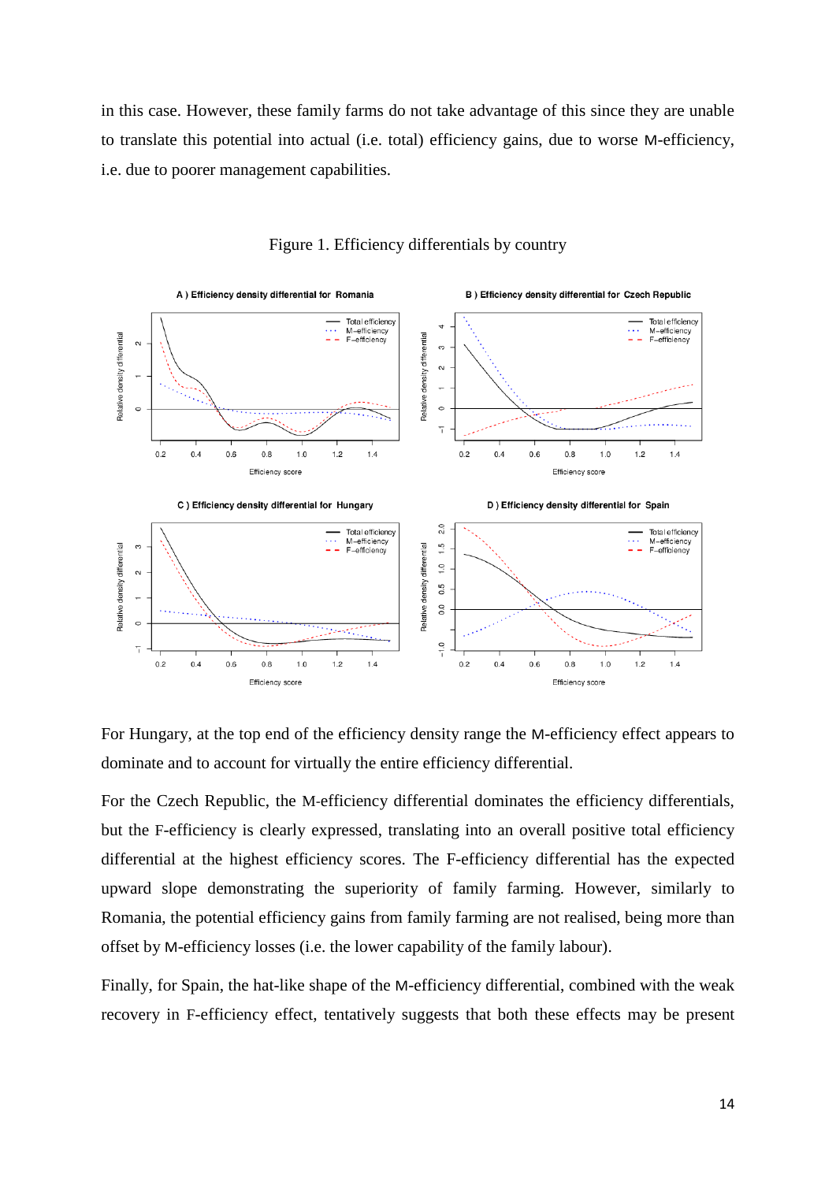in this case. However, these family farms do not take advantage of this since they are unable to translate this potential into actual (i.e. total) efficiency gains, due to worse M-efficiency, i.e. due to poorer management capabilities.

Figure 1. Efficiency differentials by country

For Hungary, at the top end of the efficiency density range the M-efficiency effect appears to dominate and to account for virtually the entire efficiency differential.

For the Czech Republic, the M-efficiency differential dominates the efficiency differentials, but the F-efficiency is clearly expressed, translating into an overall positive total efficiency differential at the highest efficiency scores. The F-efficiency differential has the expected upward slope demonstrating the superiority of family farming. However, similarly to Romania, the potential efficiency gains from family farming are not realised, being more than offset by M-efficiency losses (i.e. the lower capability of the family labour).

Finally, for Spain, the hat-like shape of the M-efficiency differential, combined with the weak recovery in F-efficiency effect, tentatively suggests that both these effects may be present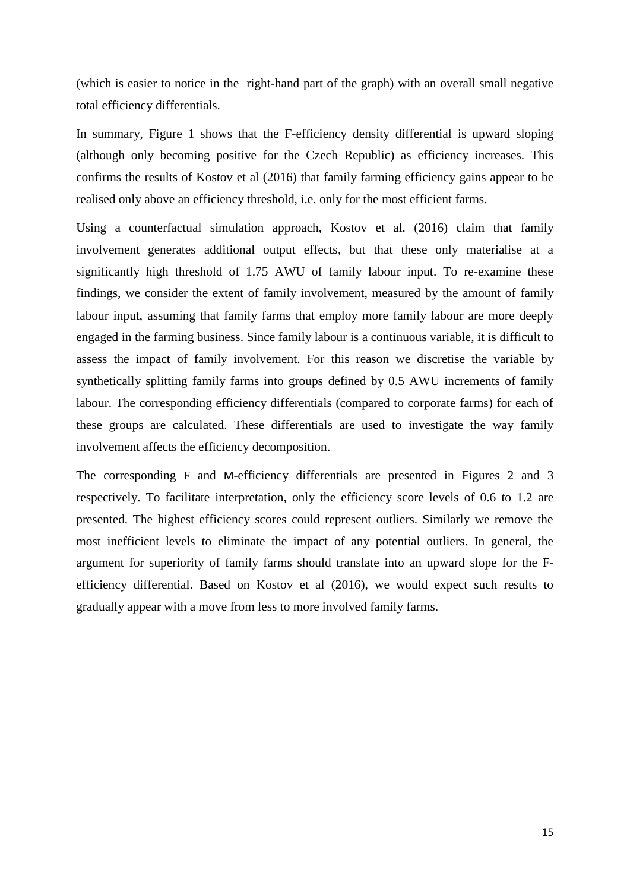(which is easier to notice in the right-hand part of the graph) with an overall small negative total efficiency differentials.

In summary, Figure 1 shows that the F-efficiency density differential is upward sloping (although only becoming positive for the Czech Republic) as efficiency increases. This confirms the results of Kostov et al (2016) that family farming efficiency gains appear to be realised only above an efficiency threshold, i.e. only for the most efficient farms.

Using a counterfactual simulation approach, Kostov et al. (2016) claim that family involvement generates additional output effects, but that these only materialise at a significantly high threshold of 1.75 AWU of family labour input. To re-examine these findings, we consider the extent of family involvement, measured by the amount of family labour input, assuming that family farms that employ more family labour are more deeply engaged in the farming business. Since family labour is a continuous variable, it is difficult to assess the impact of family involvement. For this reason we discretise the variable by synthetically splitting family farms into groups defined by 0.5 AWU increments of family labour. The corresponding efficiency differentials (compared to corporate farms) for each of these groups are calculated. These differentials are used to investigate the way family involvement affects the efficiency decomposition.

The corresponding F and M-efficiency differentials are presented in Figures 2 and 3 respectively. To facilitate interpretation, only the efficiency score levels of 0.6 to 1.2 are presented. The highest efficiency scores could represent outliers. Similarly we remove the most inefficient levels to eliminate the impact of any potential outliers. In general, the argument for superiority of family farms should translate into an upward slope for the F-efficiency differential. Based on Kostov et al (2016), we would expect such results to gradually appear with a move from less to more involved family farms.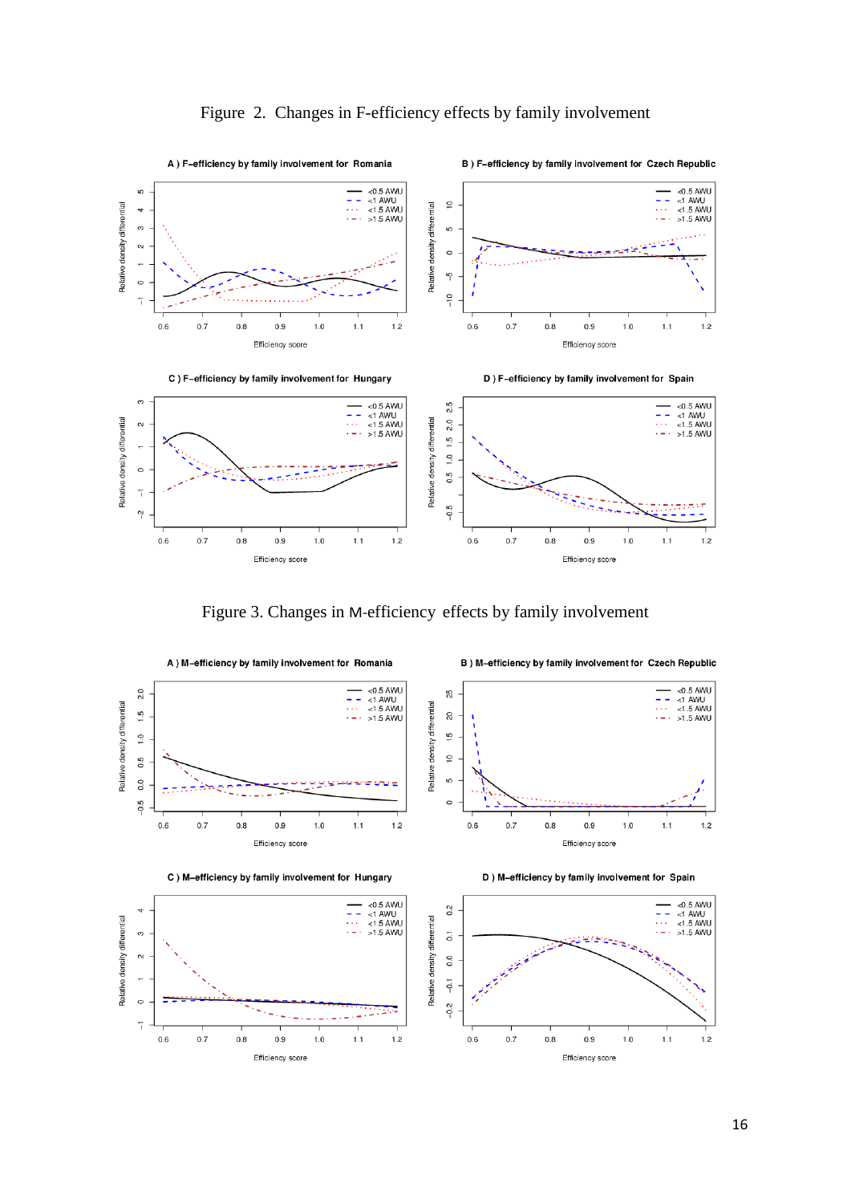Figure 2. Changes in F-efficiency effects by family involvement

Figure 3. Changes in M-efficiency effects by family involvement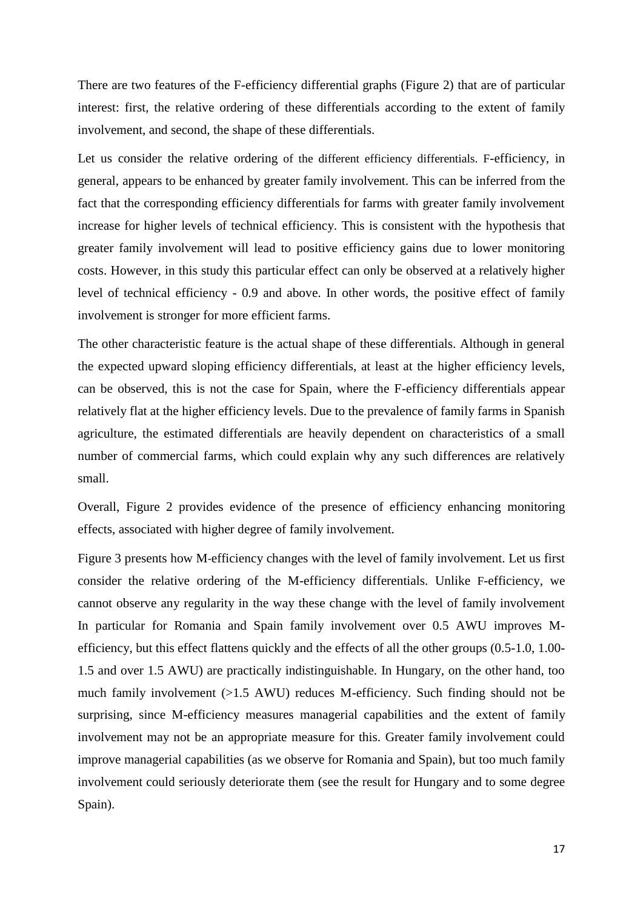There are two features of the F-efficiency differential graphs (Figure 2) that are of particular interest: first, the relative ordering of these differentials according to the extent of family involvement, and second, the shape of these differentials.

Let us consider the relative ordering of the different efficiency differentials. F-efficiency, in general, appears to be enhanced by greater family involvement. This can be inferred from the fact that the corresponding efficiency differentials for farms with greater family involvement increase for higher levels of technical efficiency. This is consistent with the hypothesis that greater family involvement will lead to positive efficiency gains due to lower monitoring costs. However, in this study this particular effect can only be observed at a relatively higher level of technical efficiency - 0.9 and above. In other words, the positive effect of family involvement is stronger for more efficient farms.

The other characteristic feature is the actual shape of these differentials. Although in general the expected upward sloping efficiency differentials, at least at the higher efficiency levels, can be observed, this is not the case for Spain, where the F-efficiency differentials appear relatively flat at the higher efficiency levels. Due to the prevalence of family farms in Spanish agriculture, the estimated differentials are heavily dependent on characteristics of a small number of commercial farms, which could explain why any such differences are relatively small.

Overall, Figure 2 provides evidence of the presence of efficiency enhancing monitoring effects, associated with higher degree of family involvement.

Figure 3 presents how M-efficiency changes with the level of family involvement. Let us first consider the relative ordering of the M-efficiency differentials. Unlike F-efficiency, we cannot observe any regularity in the way these change with the level of family involvement In particular for Romania and Spain family involvement over 0.5 AWU improves M-efficiency, but this effect flattens quickly and the effects of all the other groups (0.5-1.0, 1.00-1.5 and over 1.5 AWU) are practically indistinguishable. In Hungary, on the other hand, too much family involvement (>1.5 AWU) reduces M-efficiency. Such finding should not be surprising, since M-efficiency measures managerial capabilities and the extent of family involvement may not be an appropriate measure for this. Greater family involvement could improve managerial capabilities (as we observe for Romania and Spain), but too much family involvement could seriously deteriorate them (see the result for Hungary and to some degree Spain).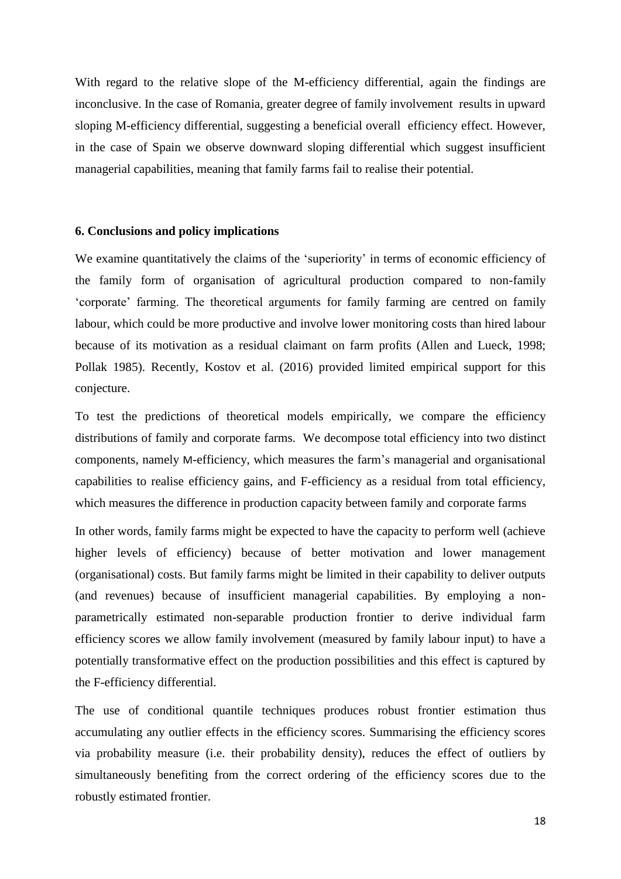With regard to the relative slope of the M-efficiency differential, again the findings are inconclusive. In the case of Romania, greater degree of family involvement results in upward sloping M-efficiency differential, suggesting a beneficial overall efficiency effect. However, in the case of Spain we observe downward sloping differential which suggest insufficient managerial capabilities, meaning that family farms fail to realise their potential.

### 6. Conclusions and policy implications

We examine quantitatively the claims of the 'superiority' in terms of economic efficiency of the family form of organisation of agricultural production compared to non-family 'corporate' farming. The theoretical arguments for family farming are centred on family labour, which could be more productive and involve lower monitoring costs than hired labour because of its motivation as a residual claimant on farm profits (Allen and Lueck, 1998; Pollak 1985). Recently, Kostov et al. (2016) provided limited empirical support for this conjecture.

To test the predictions of theoretical models empirically, we compare the efficiency distributions of family and corporate farms. We decompose total efficiency into two distinct components, namely M-efficiency, which measures the farm's managerial and organisational capabilities to realise efficiency gains, and F-efficiency as a residual from total efficiency, which measures the difference in production capacity between family and corporate farms

In other words, family farms might be expected to have the capacity to perform well (achieve higher levels of efficiency) because of better motivation and lower management (organisational) costs. But family farms might be limited in their capability to deliver outputs (and revenues) because of insufficient managerial capabilities. By employing a non-parametrically estimated non-separable production frontier to derive individual farm efficiency scores we allow family involvement (measured by family labour input) to have a potentially transformative effect on the production possibilities and this effect is captured by the F-efficiency differential.

The use of conditional quantile techniques produces robust frontier estimation thus accumulating any outlier effects in the efficiency scores. Summarising the efficiency scores via probability measure (i.e. their probability density), reduces the effect of outliers by simultaneously benefiting from the correct ordering of the efficiency scores due to the robustly estimated frontier.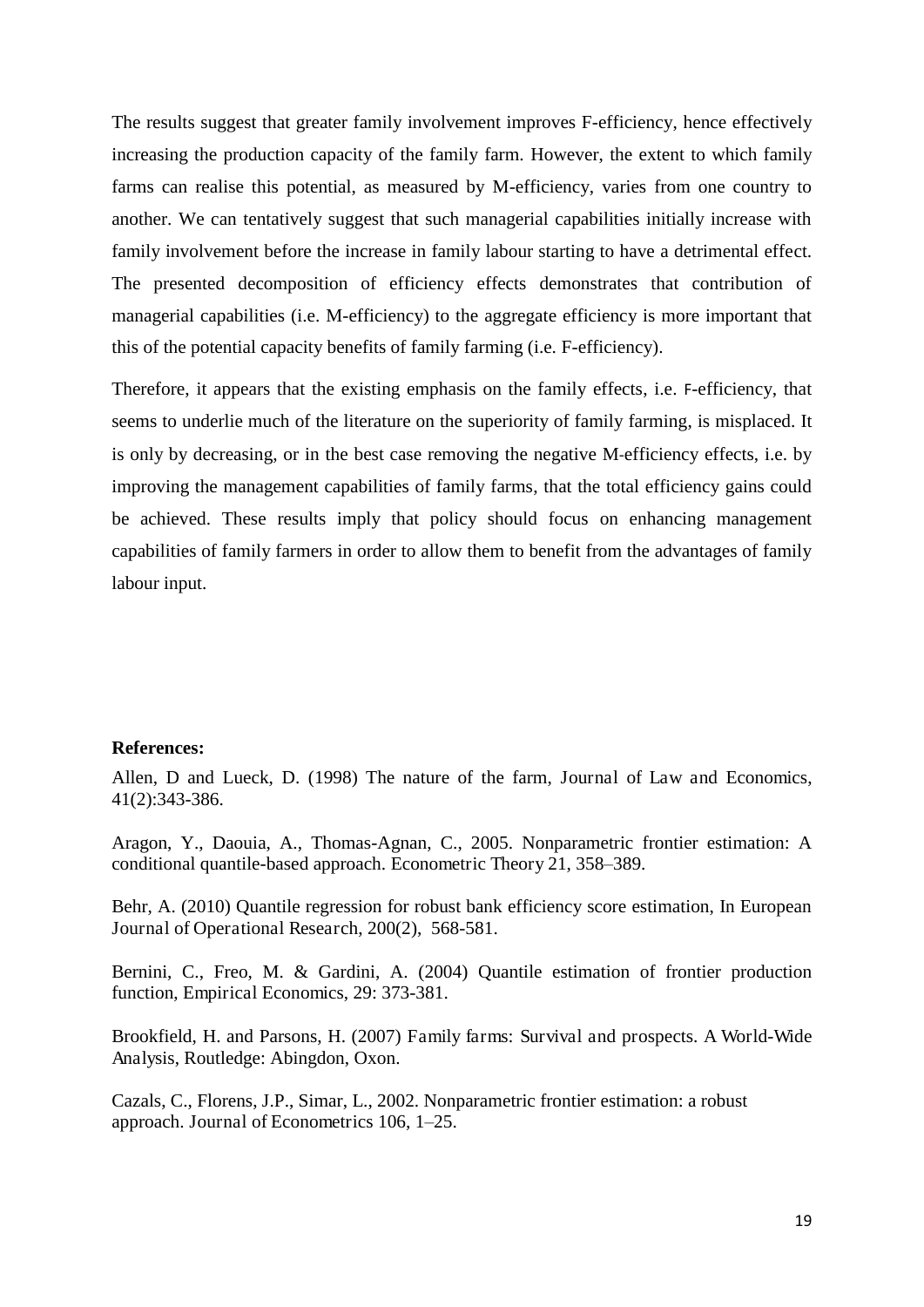The results suggest that greater family involvement improves F-efficiency, hence effectively increasing the production capacity of the family farm. However, the extent to which family farms can realise this potential, as measured by M-efficiency, varies from one country to another. We can tentatively suggest that such managerial capabilities initially increase with family involvement before the increase in family labour starting to have a detrimental effect. The presented decomposition of efficiency effects demonstrates that contribution of managerial capabilities (i.e. M-efficiency) to the aggregate efficiency is more important that this of the potential capacity benefits of family farming (i.e. F-efficiency).

Therefore, it appears that the existing emphasis on the family effects, i.e. F-efficiency, that seems to underlie much of the literature on the superiority of family farming, is misplaced. It is only by decreasing, or in the best case removing the negative M-efficiency effects, i.e. by improving the management capabilities of family farms, that the total efficiency gains could be achieved. These results imply that policy should focus on enhancing management capabilities of family farmers in order to allow them to benefit from the advantages of family labour input.

**References:**

Allen, D and Lueck, D. (1998) The nature of the farm, Journal of Law and Economics, 41(2):343-386.

Aragon, Y., Daouia, A., Thomas-Agnan, C., 2005. Nonparametric frontier estimation: A conditional quantile-based approach. Econometric Theory 21, 358–389.

Behr, A. (2010) Quantile regression for robust bank efficiency score estimation, In European Journal of Operational Research, 200(2), 568-581.

Bernini, C., Freo, M. & Gardini, A. (2004) Quantile estimation of frontier production function, Empirical Economics, 29: 373-381.

Brookfield, H. and Parsons, H. (2007) Family farms: Survival and prospects. A World-Wide Analysis, Routledge: Abingdon, Oxon.

Cazals, C., Florens, J.P., Simar, L., 2002. Nonparametric frontier estimation: a robust approach. Journal of Econometrics 106, 1–25.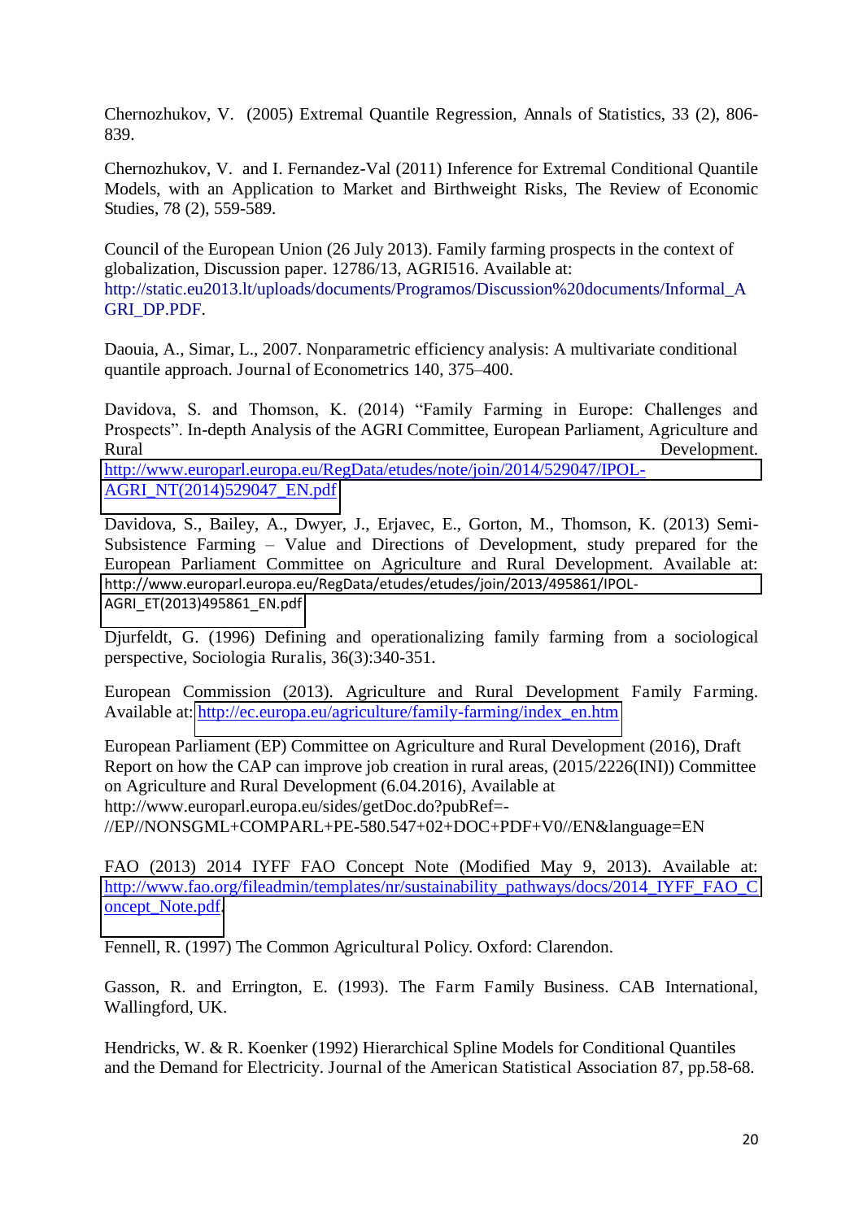Chernozhukov, V. (2005) Extremal Quantile Regression, Annals of Statistics, 33 (2), 806-839.

Chernozhukov, V. and I. Fernandez-Val (2011) Inference for Extremal Conditional Quantile Models, with an Application to Market and Birthweight Risks, The Review of Economic Studies, 78 (2), 559-589.

Council of the European Union (26 July 2013). Family farming prospects in the context of globalization, Discussion paper. 12786/13, AGRI516. Available at: http://static.eu2013.lt/uploads/documents/Programos/Discussion%20documents/Informal_AGRI_DP.PDF.

Daouia, A., Simar, L., 2007. Nonparametric efficiency analysis: A multivariate conditional quantile approach. Journal of Econometrics 140, 375–400.

Davidova, S. and Thomson, K. (2014) "Family Farming in Europe: Challenges and Prospects". In-depth Analysis of the AGRI Committee, European Parliament, Agriculture and Rural Development. http://www.europarl.europa.eu/RegData/etudes/note/join/2014/529047/IPOL-AGRI_NT(2014)529047_EN.pdf

Davidova, S., Bailey, A., Dwyer, J., Erjavec, E., Gorton, M., Thomson, K. (2013) Semi-Subsistence Farming – Value and Directions of Development, study prepared for the European Parliament Committee on Agriculture and Rural Development. Available at: http://www.europarl.europa.eu/RegData/etudes/etudes/join/2013/495861/IPOL-AGRI_ET(2013)495861_EN.pdf

Djurfeldt, G. (1996) Defining and operationalizing family farming from a sociological perspective, Sociologia Ruralis, 36(3):340-351.

European Commission (2013). Agriculture and Rural Development Family Farming. Available at: http://ec.europa.eu/agriculture/family-farming/index_en.htm

European Parliament (EP) Committee on Agriculture and Rural Development (2016), Draft Report on how the CAP can improve job creation in rural areas, (2015/2226(INI)) Committee on Agriculture and Rural Development (6.04.2016), Available at http://www.europarl.europa.eu/sides/getDoc.do?pubRef=-//EP//NONSGML+COMPARL+PE-580.547+02+DOC+PDF+V0//EN&language=EN

FAO (2013) 2014 IYFF FAO Concept Note (Modified May 9, 2013). Available at: http://www.fao.org/fileadmin/templates/nr/sustainability_pathways/docs/2014_IYFF_FAO_Concept_Note.pdf

Fennell, R. (1997) The Common Agricultural Policy. Oxford: Clarendon.

Gasson, R. and Errington, E. (1993). The Farm Family Business. CAB International, Wallingford, UK.

Hendricks, W. & R. Koenker (1992) Hierarchical Spline Models for Conditional Quantiles and the Demand for Electricity. Journal of the American Statistical Association 87, pp.58-68.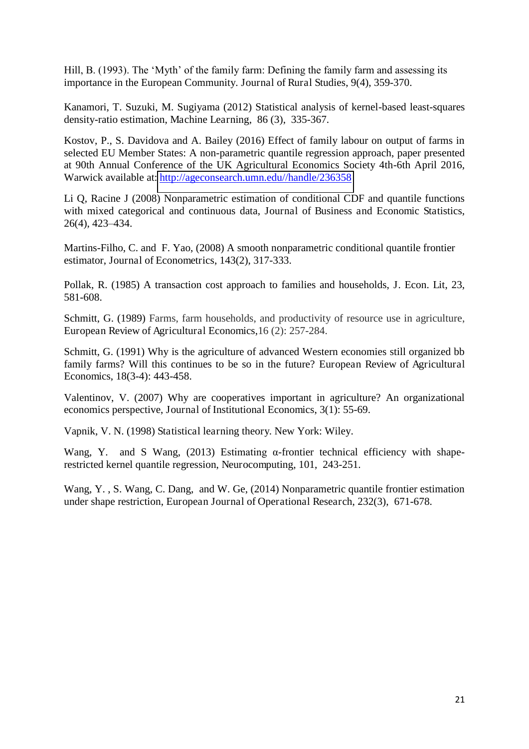Hill, B. (1993). The 'Myth' of the family farm: Defining the family farm and assessing its importance in the European Community. Journal of Rural Studies, 9(4), 359-370.

Kanamori, T. Suzuki, M. Sugiyama (2012) Statistical analysis of kernel-based least-squares density-ratio estimation, Machine Learning, 86 (3), 335-367.

Kostov, P., S. Davidova and A. Bailey (2016) Effect of family labour on output of farms in selected EU Member States: A non-parametric quantile regression approach, paper presented at 90th Annual Conference of the UK Agricultural Economics Society 4th-6th April 2016, Warwick available at: http://ageconsearch.umn.edu//handle/236358

Li Q, Racine J (2008) Nonparametric estimation of conditional CDF and quantile functions with mixed categorical and continuous data, Journal of Business and Economic Statistics, 26(4), 423–434.

Martins-Filho, C. and F. Yao, (2008) A smooth nonparametric conditional quantile frontier estimator, Journal of Econometrics, 143(2), 317-333.

Pollak, R. (1985) A transaction cost approach to families and households, J. Econ. Lit, 23, 581-608.

Schmitt, G. (1989) Farms, farm households, and productivity of resource use in agriculture, European Review of Agricultural Economics,16 (2): 257-284.

Schmitt, G. (1991) Why is the agriculture of advanced Western economies still organized bb family farms? Will this continues to be so in the future? European Review of Agricultural Economics, 18(3-4): 443-458.

Valentinov, V. (2007) Why are cooperatives important in agriculture? An organizational economics perspective, Journal of Institutional Economics, 3(1): 55-69.

Vapnik, V. N. (1998) Statistical learning theory. New York: Wiley.

Wang, Y. and S Wang, (2013) Estimating α-frontier technical efficiency with shape-restricted kernel quantile regression, Neurocomputing, 101, 243-251.

Wang, Y. , S. Wang, C. Dang, and W. Ge, (2014) Nonparametric quantile frontier estimation under shape restriction, European Journal of Operational Research, 232(3), 671-678.